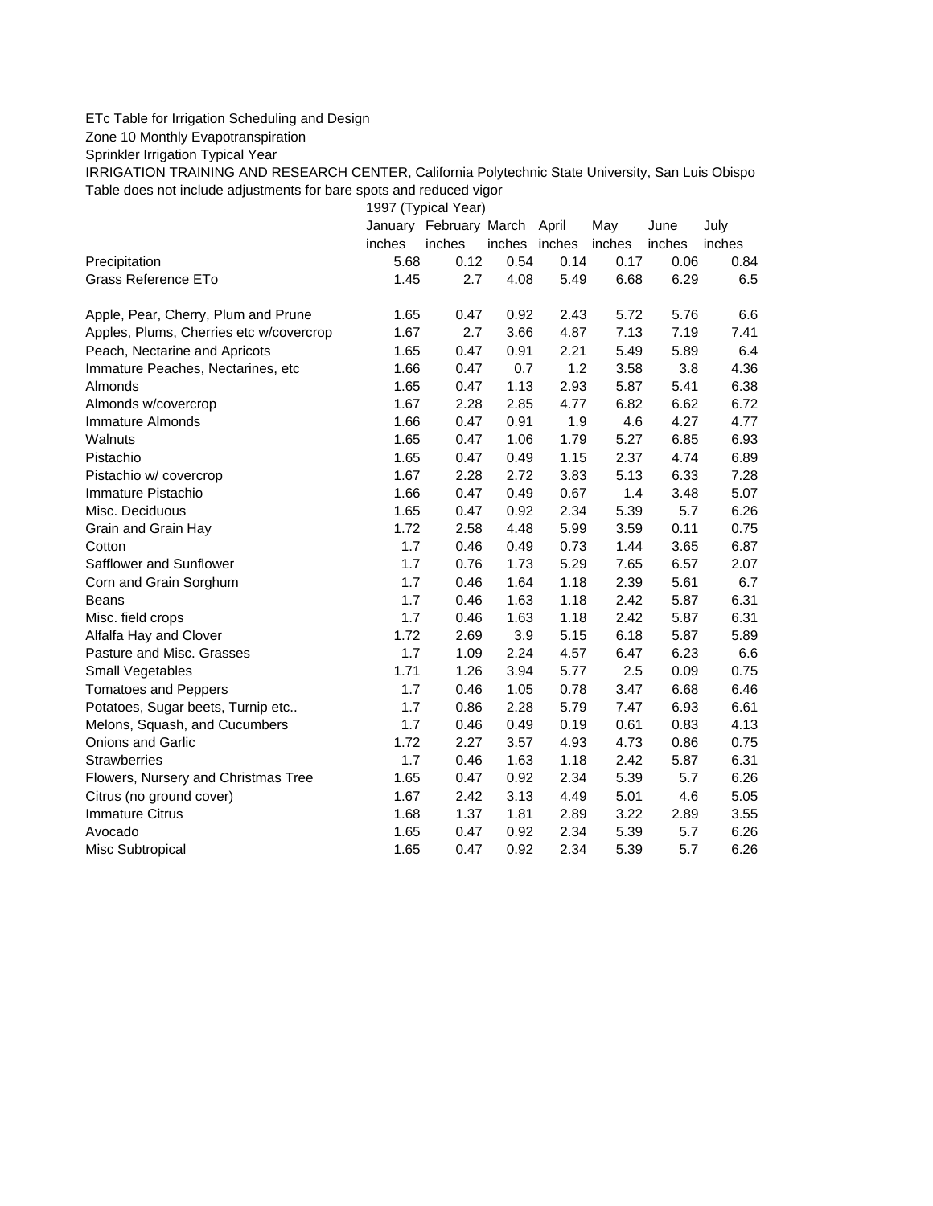ETc Table for Irrigation Scheduling and Design

Zone 10 Monthly Evapotranspiration

Sprinkler Irrigation Typical Year

IRRIGATION TRAINING AND RESEARCH CENTER, California Polytechnic State University, San Luis Obispo

Table does not include adjustments for bare spots and reduced vigor

| | 1997 (Typical Year) | | | | | | |
|---|---|---|---|---|---|---|---|
| | January | February | March | April | May | June | July |
| | inches | inches | inches | inches | inches | inches | inches |
| Precipitation | 5.68 | 0.12 | 0.54 | 0.14 | 0.17 | 0.06 | 0.84 |
| Grass Reference ETo | 1.45 | 2.7 | 4.08 | 5.49 | 6.68 | 6.29 | 6.5 |
| | | | | | | | |
| Apple, Pear, Cherry, Plum and Prune | 1.65 | 0.47 | 0.92 | 2.43 | 5.72 | 5.76 | 6.6 |
| Apples, Plums, Cherries etc w/covercrop | 1.67 | 2.7 | 3.66 | 4.87 | 7.13 | 7.19 | 7.41 |
| Peach, Nectarine and Apricots | 1.65 | 0.47 | 0.91 | 2.21 | 5.49 | 5.89 | 6.4 |
| Immature Peaches, Nectarines, etc | 1.66 | 0.47 | 0.7 | 1.2 | 3.58 | 3.8 | 4.36 |
| Almonds | 1.65 | 0.47 | 1.13 | 2.93 | 5.87 | 5.41 | 6.38 |
| Almonds w/covercrop | 1.67 | 2.28 | 2.85 | 4.77 | 6.82 | 6.62 | 6.72 |
| Immature Almonds | 1.66 | 0.47 | 0.91 | 1.9 | 4.6 | 4.27 | 4.77 |
| Walnuts | 1.65 | 0.47 | 1.06 | 1.79 | 5.27 | 6.85 | 6.93 |
| Pistachio | 1.65 | 0.47 | 0.49 | 1.15 | 2.37 | 4.74 | 6.89 |
| Pistachio w/ covercrop | 1.67 | 2.28 | 2.72 | 3.83 | 5.13 | 6.33 | 7.28 |
| Immature Pistachio | 1.66 | 0.47 | 0.49 | 0.67 | 1.4 | 3.48 | 5.07 |
| Misc. Deciduous | 1.65 | 0.47 | 0.92 | 2.34 | 5.39 | 5.7 | 6.26 |
| Grain and Grain Hay | 1.72 | 2.58 | 4.48 | 5.99 | 3.59 | 0.11 | 0.75 |
| Cotton | 1.7 | 0.46 | 0.49 | 0.73 | 1.44 | 3.65 | 6.87 |
| Safflower and Sunflower | 1.7 | 0.76 | 1.73 | 5.29 | 7.65 | 6.57 | 2.07 |
| Corn and Grain Sorghum | 1.7 | 0.46 | 1.64 | 1.18 | 2.39 | 5.61 | 6.7 |
| Beans | 1.7 | 0.46 | 1.63 | 1.18 | 2.42 | 5.87 | 6.31 |
| Misc. field crops | 1.7 | 0.46 | 1.63 | 1.18 | 2.42 | 5.87 | 6.31 |
| Alfalfa Hay and Clover | 1.72 | 2.69 | 3.9 | 5.15 | 6.18 | 5.87 | 5.89 |
| Pasture and Misc. Grasses | 1.7 | 1.09 | 2.24 | 4.57 | 6.47 | 6.23 | 6.6 |
| Small Vegetables | 1.71 | 1.26 | 3.94 | 5.77 | 2.5 | 0.09 | 0.75 |
| Tomatoes and Peppers | 1.7 | 0.46 | 1.05 | 0.78 | 3.47 | 6.68 | 6.46 |
| Potatoes, Sugar beets, Turnip etc.. | 1.7 | 0.86 | 2.28 | 5.79 | 7.47 | 6.93 | 6.61 |
| Melons, Squash, and Cucumbers | 1.7 | 0.46 | 0.49 | 0.19 | 0.61 | 0.83 | 4.13 |
| Onions and Garlic | 1.72 | 2.27 | 3.57 | 4.93 | 4.73 | 0.86 | 0.75 |
| Strawberries | 1.7 | 0.46 | 1.63 | 1.18 | 2.42 | 5.87 | 6.31 |
| Flowers, Nursery and Christmas Tree | 1.65 | 0.47 | 0.92 | 2.34 | 5.39 | 5.7 | 6.26 |
| Citrus (no ground cover) | 1.67 | 2.42 | 3.13 | 4.49 | 5.01 | 4.6 | 5.05 |
| Immature Citrus | 1.68 | 1.37 | 1.81 | 2.89 | 3.22 | 2.89 | 3.55 |
| Avocado | 1.65 | 0.47 | 0.92 | 2.34 | 5.39 | 5.7 | 6.26 |
| Misc Subtropical | 1.65 | 0.47 | 0.92 | 2.34 | 5.39 | 5.7 | 6.26 |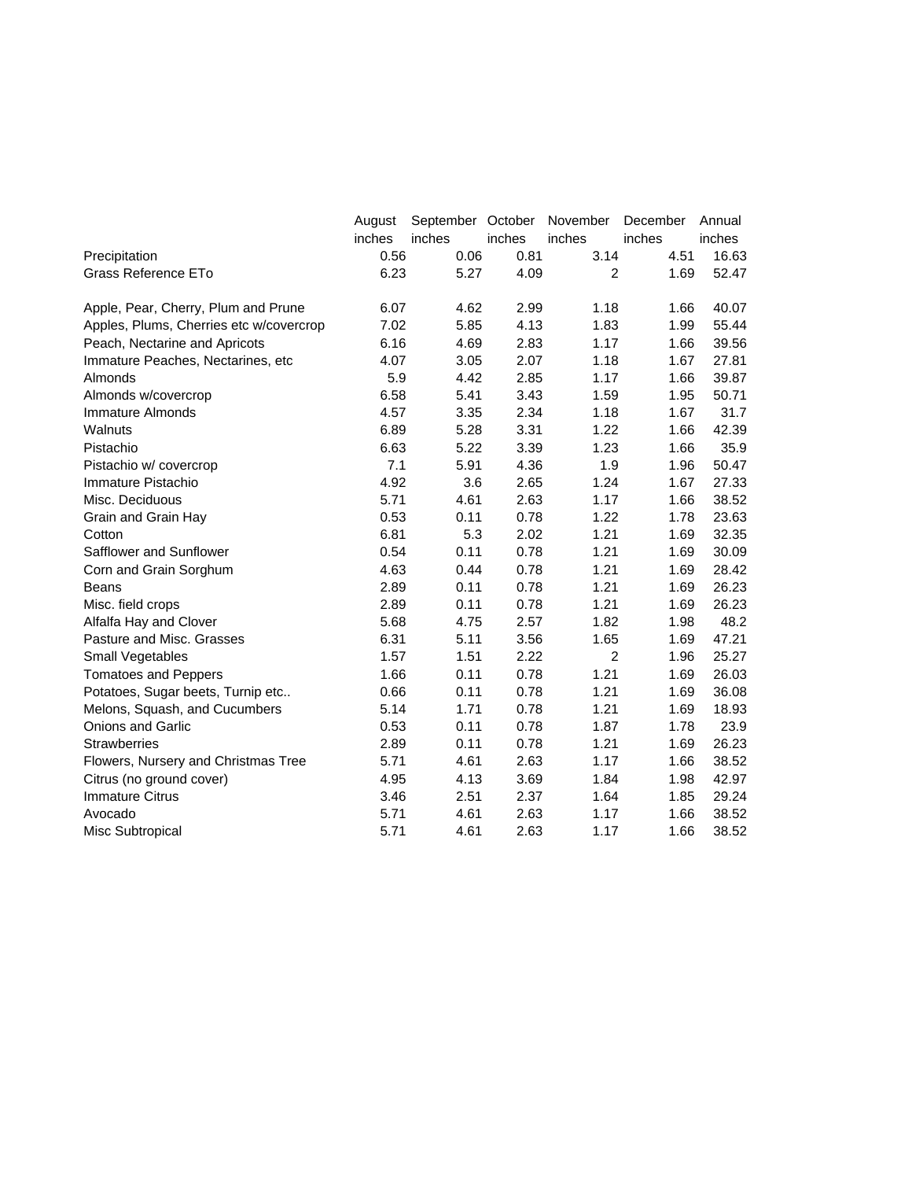| | August | September | October | November | December | Annual |
|---|---|---|---|---|---|---|
| | inches | inches | inches | inches | inches | inches |
| Precipitation | 0.56 | 0.06 | 0.81 | 3.14 | 4.51 | 16.63 |
| Grass Reference ETo | 6.23 | 5.27 | 4.09 | 2 | 1.69 | 52.47 |
| | | | | | | |
| Apple, Pear, Cherry, Plum and Prune | 6.07 | 4.62 | 2.99 | 1.18 | 1.66 | 40.07 |
| Apples, Plums, Cherries etc w/covercrop | 7.02 | 5.85 | 4.13 | 1.83 | 1.99 | 55.44 |
| Peach, Nectarine and Apricots | 6.16 | 4.69 | 2.83 | 1.17 | 1.66 | 39.56 |
| Immature Peaches, Nectarines, etc | 4.07 | 3.05 | 2.07 | 1.18 | 1.67 | 27.81 |
| Almonds | 5.9 | 4.42 | 2.85 | 1.17 | 1.66 | 39.87 |
| Almonds w/covercrop | 6.58 | 5.41 | 3.43 | 1.59 | 1.95 | 50.71 |
| Immature Almonds | 4.57 | 3.35 | 2.34 | 1.18 | 1.67 | 31.7 |
| Walnuts | 6.89 | 5.28 | 3.31 | 1.22 | 1.66 | 42.39 |
| Pistachio | 6.63 | 5.22 | 3.39 | 1.23 | 1.66 | 35.9 |
| Pistachio w/ covercrop | 7.1 | 5.91 | 4.36 | 1.9 | 1.96 | 50.47 |
| Immature Pistachio | 4.92 | 3.6 | 2.65 | 1.24 | 1.67 | 27.33 |
| Misc. Deciduous | 5.71 | 4.61 | 2.63 | 1.17 | 1.66 | 38.52 |
| Grain and Grain Hay | 0.53 | 0.11 | 0.78 | 1.22 | 1.78 | 23.63 |
| Cotton | 6.81 | 5.3 | 2.02 | 1.21 | 1.69 | 32.35 |
| Safflower and Sunflower | 0.54 | 0.11 | 0.78 | 1.21 | 1.69 | 30.09 |
| Corn and Grain Sorghum | 4.63 | 0.44 | 0.78 | 1.21 | 1.69 | 28.42 |
| Beans | 2.89 | 0.11 | 0.78 | 1.21 | 1.69 | 26.23 |
| Misc. field crops | 2.89 | 0.11 | 0.78 | 1.21 | 1.69 | 26.23 |
| Alfalfa Hay and Clover | 5.68 | 4.75 | 2.57 | 1.82 | 1.98 | 48.2 |
| Pasture and Misc. Grasses | 6.31 | 5.11 | 3.56 | 1.65 | 1.69 | 47.21 |
| Small Vegetables | 1.57 | 1.51 | 2.22 | 2 | 1.96 | 25.27 |
| Tomatoes and Peppers | 1.66 | 0.11 | 0.78 | 1.21 | 1.69 | 26.03 |
| Potatoes, Sugar beets, Turnip etc.. | 0.66 | 0.11 | 0.78 | 1.21 | 1.69 | 36.08 |
| Melons, Squash, and Cucumbers | 5.14 | 1.71 | 0.78 | 1.21 | 1.69 | 18.93 |
| Onions and Garlic | 0.53 | 0.11 | 0.78 | 1.87 | 1.78 | 23.9 |
| Strawberries | 2.89 | 0.11 | 0.78 | 1.21 | 1.69 | 26.23 |
| Flowers, Nursery and Christmas Tree | 5.71 | 4.61 | 2.63 | 1.17 | 1.66 | 38.52 |
| Citrus (no ground cover) | 4.95 | 4.13 | 3.69 | 1.84 | 1.98 | 42.97 |
| Immature Citrus | 3.46 | 2.51 | 2.37 | 1.64 | 1.85 | 29.24 |
| Avocado | 5.71 | 4.61 | 2.63 | 1.17 | 1.66 | 38.52 |
| Misc Subtropical | 5.71 | 4.61 | 2.63 | 1.17 | 1.66 | 38.52 |